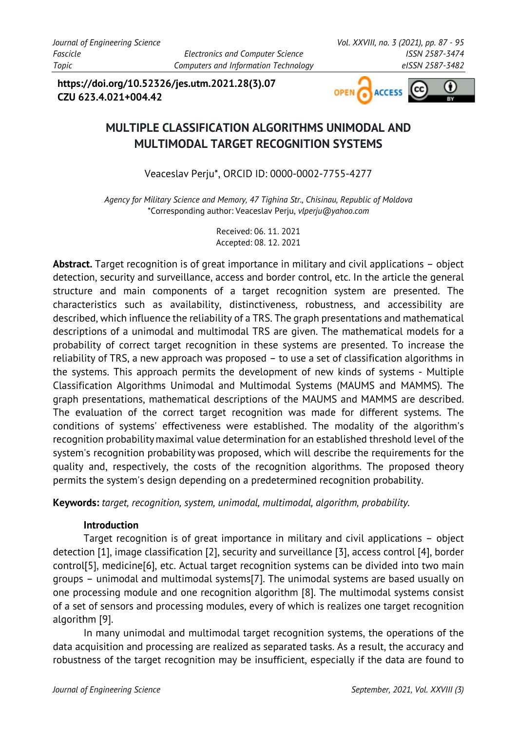**https://doi.org/10.52326/jes.utm.2021.28(3).07**
**CZU 623.4.021+004.42**

# MULTIPLE CLASSIFICATION ALGORITHMS UNIMODAL AND MULTIMODAL TARGET RECOGNITION SYSTEMS

Veaceslav Perju*, ORCID ID: 0000-0002-7755-4277

*Agency for Military Science and Memory, 47 Tighina Str., Chisinau, Republic of Moldova*
*Corresponding author: Veaceslav Perju, *vlperju@yahoo.com*

Received: 06. 11. 2021
Accepted: 08. 12. 2021

**Abstract.** Target recognition is of great importance in military and civil applications – object detection, security and surveillance, access and border control, etc. In the article the general structure and main components of a target recognition system are presented. The characteristics such as availability, distinctiveness, robustness, and accessibility are described, which influence the reliability of a TRS. The graph presentations and mathematical descriptions of a unimodal and multimodal TRS are given. The mathematical models for a probability of correct target recognition in these systems are presented. To increase the reliability of TRS, a new approach was proposed – to use a set of classification algorithms in the systems. This approach permits the development of new kinds of systems - Multiple Classification Algorithms Unimodal and Multimodal Systems (MAUMS and MAMMS). The graph presentations, mathematical descriptions of the MAUMS and MAMMS are described. The evaluation of the correct target recognition was made for different systems. The conditions of systems' effectiveness were established. The modality of the algorithm's recognition probability maximal value determination for an established threshold level of the system's recognition probability was proposed, which will describe the requirements for the quality and, respectively, the costs of the recognition algorithms. The proposed theory permits the system's design depending on a predetermined recognition probability.

**Keywords:** *target, recognition, system, unimodal, multimodal, algorithm, probability.*

## Introduction

Target recognition is of great importance in military and civil applications – object detection [1], image classification [2], security and surveillance [3], access control [4], border control[5], medicine[6], etc. Actual target recognition systems can be divided into two main groups – unimodal and multimodal systems[7]. The unimodal systems are based usually on one processing module and one recognition algorithm [8]. The multimodal systems consist of a set of sensors and processing modules, every of which is realizes one target recognition algorithm [9].

In many unimodal and multimodal target recognition systems, the operations of the data acquisition and processing are realized as separated tasks. As a result, the accuracy and robustness of the target recognition may be insufficient, especially if the data are found to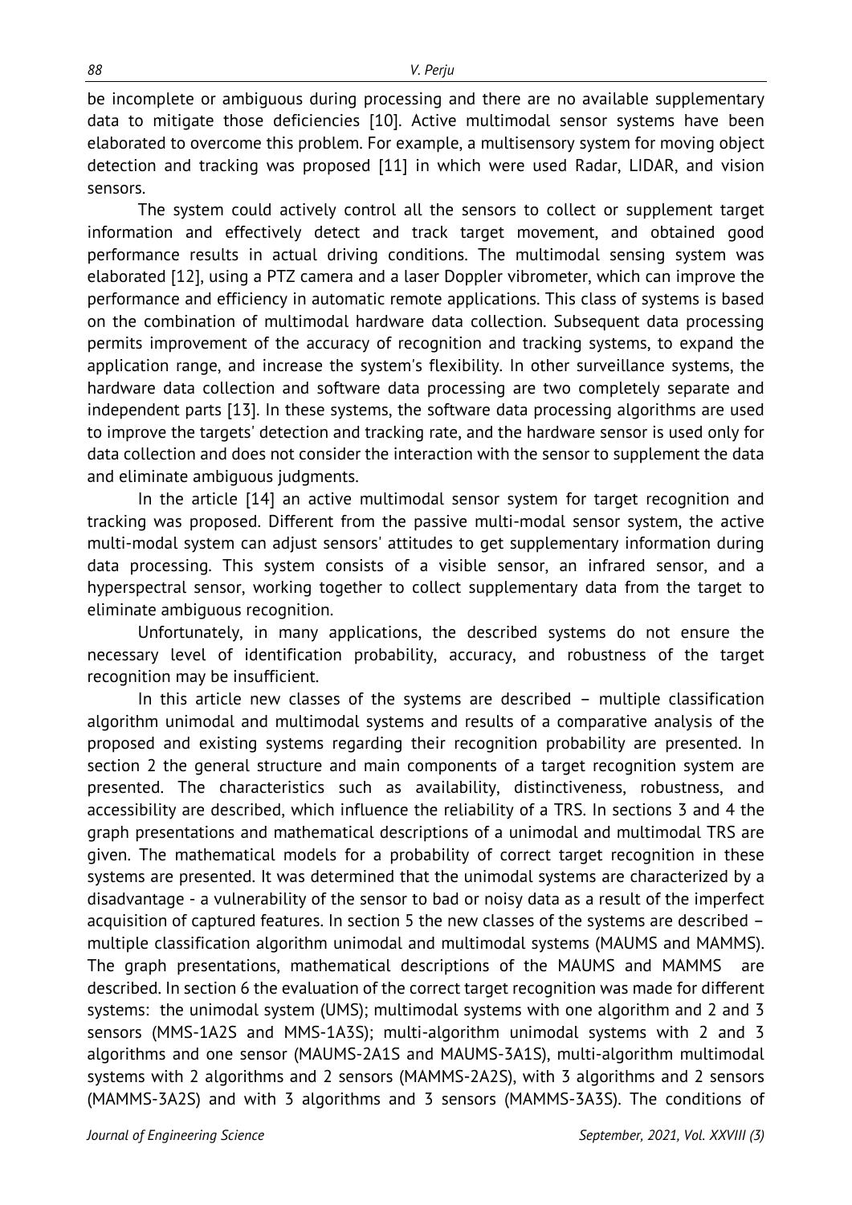be incomplete or ambiguous during processing and there are no available supplementary data to mitigate those deficiencies [10]. Active multimodal sensor systems have been elaborated to overcome this problem. For example, a multisensory system for moving object detection and tracking was proposed [11] in which were used Radar, LIDAR, and vision sensors.

The system could actively control all the sensors to collect or supplement target information and effectively detect and track target movement, and obtained good performance results in actual driving conditions. The multimodal sensing system was elaborated [12], using a PTZ camera and a laser Doppler vibrometer, which can improve the performance and efficiency in automatic remote applications. This class of systems is based on the combination of multimodal hardware data collection. Subsequent data processing permits improvement of the accuracy of recognition and tracking systems, to expand the application range, and increase the system's flexibility. In other surveillance systems, the hardware data collection and software data processing are two completely separate and independent parts [13]. In these systems, the software data processing algorithms are used to improve the targets' detection and tracking rate, and the hardware sensor is used only for data collection and does not consider the interaction with the sensor to supplement the data and eliminate ambiguous judgments.

In the article [14] an active multimodal sensor system for target recognition and tracking was proposed. Different from the passive multi-modal sensor system, the active multi-modal system can adjust sensors' attitudes to get supplementary information during data processing. This system consists of a visible sensor, an infrared sensor, and a hyperspectral sensor, working together to collect supplementary data from the target to eliminate ambiguous recognition.

Unfortunately, in many applications, the described systems do not ensure the necessary level of identification probability, accuracy, and robustness of the target recognition may be insufficient.

In this article new classes of the systems are described – multiple classification algorithm unimodal and multimodal systems and results of a comparative analysis of the proposed and existing systems regarding their recognition probability are presented. In section 2 the general structure and main components of a target recognition system are presented. The characteristics such as availability, distinctiveness, robustness, and accessibility are described, which influence the reliability of a TRS. In sections 3 and 4 the graph presentations and mathematical descriptions of a unimodal and multimodal TRS are given. The mathematical models for a probability of correct target recognition in these systems are presented. It was determined that the unimodal systems are characterized by a disadvantage - a vulnerability of the sensor to bad or noisy data as a result of the imperfect acquisition of captured features. In section 5 the new classes of the systems are described – multiple classification algorithm unimodal and multimodal systems (MAUMS and MAMMS). The graph presentations, mathematical descriptions of the MAUMS and MAMMS are described. In section 6 the evaluation of the correct target recognition was made for different systems: the unimodal system (UMS); multimodal systems with one algorithm and 2 and 3 sensors (MMS-1A2S and MMS-1A3S); multi-algorithm unimodal systems with 2 and 3 algorithms and one sensor (MAUMS-2A1S and MAUMS-3A1S), multi-algorithm multimodal systems with 2 algorithms and 2 sensors (MAMMS-2A2S), with 3 algorithms and 2 sensors (MAMMS-3A2S) and with 3 algorithms and 3 sensors (MAMMS-3A3S). The conditions of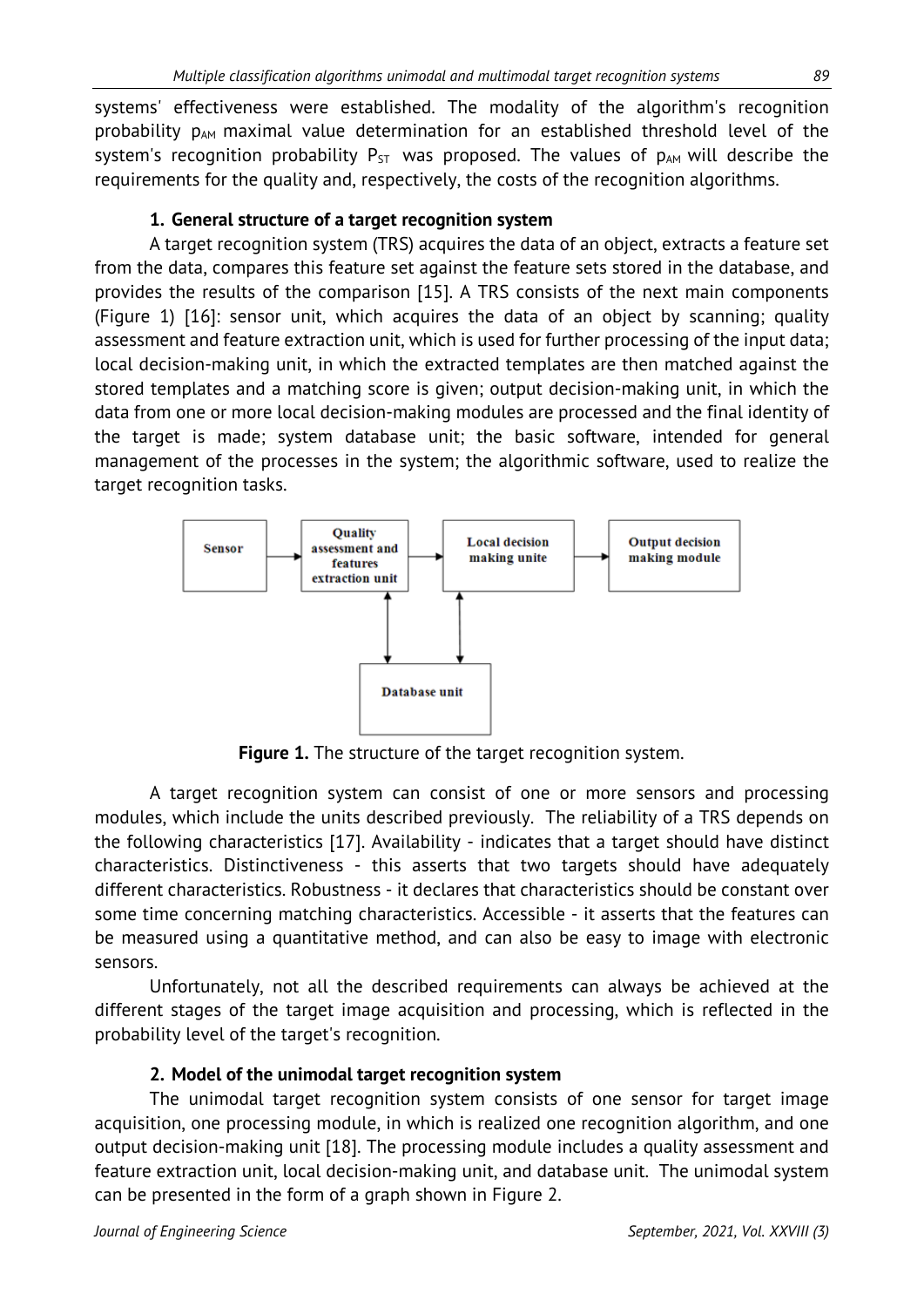systems' effectiveness were established. The modality of the algorithm's recognition probability $p_{AM}$ maximal value determination for an established threshold level of the system's recognition probability $P_{ST}$ was proposed. The values of $p_{AM}$ will describe the requirements for the quality and, respectively, the costs of the recognition algorithms.

### 1. General structure of a target recognition system

A target recognition system (TRS) acquires the data of an object, extracts a feature set from the data, compares this feature set against the feature sets stored in the database, and provides the results of the comparison [15]. A TRS consists of the next main components (Figure 1) [16]: sensor unit, which acquires the data of an object by scanning; quality assessment and feature extraction unit, which is used for further processing of the input data; local decision-making unit, in which the extracted templates are then matched against the stored templates and a matching score is given; output decision-making unit, in which the data from one or more local decision-making modules are processed and the final identity of the target is made; system database unit; the basic software, intended for general management of the processes in the system; the algorithmic software, used to realize the target recognition tasks.

**Figure 1.** The structure of the target recognition system.

A target recognition system can consist of one or more sensors and processing modules, which include the units described previously. The reliability of a TRS depends on the following characteristics [17]. Availability - indicates that a target should have distinct characteristics. Distinctiveness - this asserts that two targets should have adequately different characteristics. Robustness - it declares that characteristics should be constant over some time concerning matching characteristics. Accessible - it asserts that the features can be measured using a quantitative method, and can also be easy to image with electronic sensors.

Unfortunately, not all the described requirements can always be achieved at the different stages of the target image acquisition and processing, which is reflected in the probability level of the target's recognition.

### 2. Model of the unimodal target recognition system

The unimodal target recognition system consists of one sensor for target image acquisition, one processing module, in which is realized one recognition algorithm, and one output decision-making unit [18]. The processing module includes a quality assessment and feature extraction unit, local decision-making unit, and database unit. The unimodal system can be presented in the form of a graph shown in Figure 2.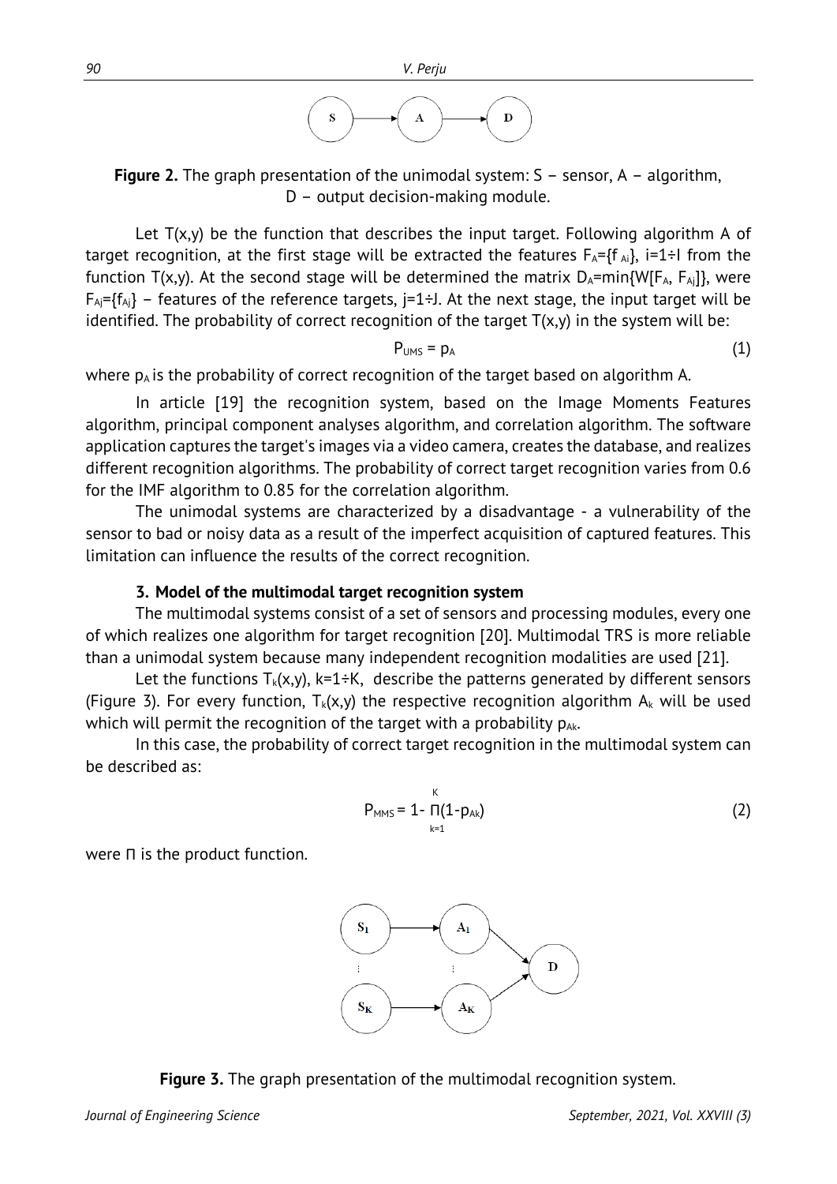**Figure 2.** The graph presentation of the unimodal system: S – sensor, A – algorithm, D – output decision-making module.

Let T(x,y) be the function that describes the input target. Following algorithm A of target recognition, at the first stage will be extracted the features $F_A=\{f_{Ai}\}$, i=1÷I from the function T(x,y). At the second stage will be determined the matrix $D_A=\min\{W[F_A, F_{Aj}]\}$, were $F_{Aj}=\{f_{Aj}\}$ – features of the reference targets, j=1÷J. At the next stage, the input target will be identified. The probability of correct recognition of the target T(x,y) in the system will be:

$$P_{UMS} = p_A \tag{1}$$

where $p_A$ is the probability of correct recognition of the target based on algorithm A.

In article [19] the recognition system, based on the Image Moments Features algorithm, principal component analyses algorithm, and correlation algorithm. The software application captures the target's images via a video camera, creates the database, and realizes different recognition algorithms. The probability of correct target recognition varies from 0.6 for the IMF algorithm to 0.85 for the correlation algorithm.

The unimodal systems are characterized by a disadvantage - a vulnerability of the sensor to bad or noisy data as a result of the imperfect acquisition of captured features. This limitation can influence the results of the correct recognition.

### 3. Model of the multimodal target recognition system

The multimodal systems consist of a set of sensors and processing modules, every one of which realizes one algorithm for target recognition [20]. Multimodal TRS is more reliable than a unimodal system because many independent recognition modalities are used [21].

Let the functions $T_k(x,y)$, k=1÷K, describe the patterns generated by different sensors (Figure 3). For every function, $T_k(x,y)$ the respective recognition algorithm $A_k$ will be used which will permit the recognition of the target with a probability $p_{Ak}$.

In this case, the probability of correct target recognition in the multimodal system can be described as:

$$P_{MMS} = 1 - \prod_{k=1}^{K}(1-p_{Ak}) \tag{2}$$

were Π is the product function.

**Figure 3.** The graph presentation of the multimodal recognition system.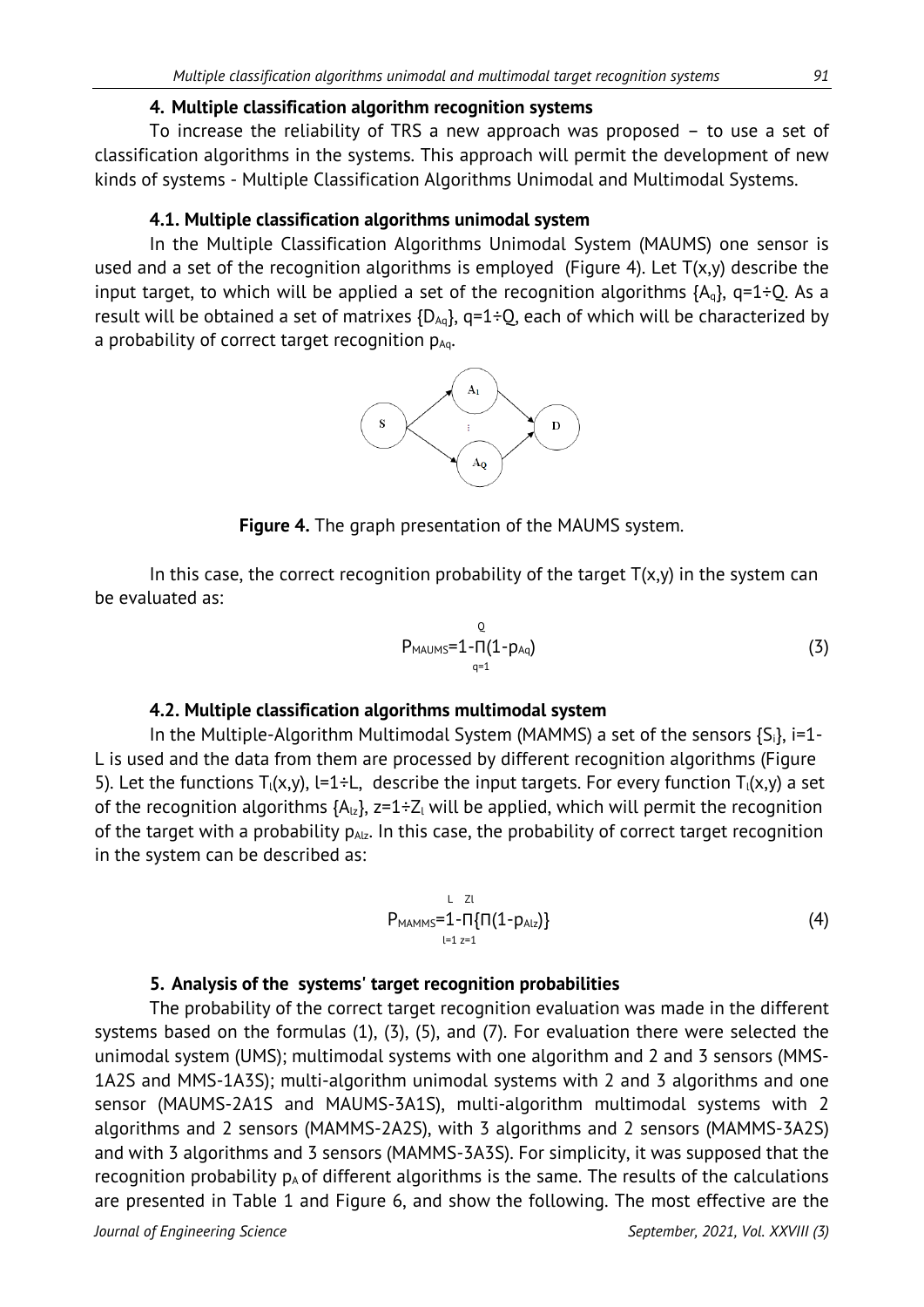### 4. Multiple classification algorithm recognition systems

To increase the reliability of TRS a new approach was proposed – to use a set of classification algorithms in the systems. This approach will permit the development of new kinds of systems - Multiple Classification Algorithms Unimodal and Multimodal Systems.

#### 4.1. Multiple classification algorithms unimodal system

In the Multiple Classification Algorithms Unimodal System (MAUMS) one sensor is used and a set of the recognition algorithms is employed (Figure 4). Let $T(x,y)$ describe the input target, to which will be applied a set of the recognition algorithms $\{A_q\}$, $q=1 \div Q$. As a result will be obtained a set of matrixes $\{D_{Aq}\}$, $q=1 \div Q$, each of which will be characterized by a probability of correct target recognition $p_{Aq}$.

**Figure 4.** The graph presentation of the MAUMS system.

In this case, the correct recognition probability of the target $T(x,y)$ in the system can be evaluated as:

$$P_{MAUMS}=1-\prod_{q=1}^{Q}(1-p_{Aq}) \tag{3}$$

#### 4.2. Multiple classification algorithms multimodal system

In the Multiple-Algorithm Multimodal System (MAMMS) a set of the sensors $\{S_i\}$, $i=1$-$L$ is used and the data from them are processed by different recognition algorithms (Figure 5). Let the functions $T_l(x,y)$, $l=1 \div L$, describe the input targets. For every function $T_l(x,y)$ a set of the recognition algorithms $\{A_{lz}\}$, $z=1 \div Z_l$ will be applied, which will permit the recognition of the target with a probability $p_{Alz}$. In this case, the probability of correct target recognition in the system can be described as:

$$P_{MAMMS}=1-\prod_{l=1}^{L}\left\{\prod_{z=1}^{Zl}(1-p_{Alz})\right\} \tag{4}$$

### 5. Analysis of the systems' target recognition probabilities

The probability of the correct target recognition evaluation was made in the different systems based on the formulas (1), (3), (5), and (7). For evaluation there were selected the unimodal system (UMS); multimodal systems with one algorithm and 2 and 3 sensors (MMS-1A2S and MMS-1A3S); multi-algorithm unimodal systems with 2 and 3 algorithms and one sensor (MAUMS-2A1S and MAUMS-3A1S), multi-algorithm multimodal systems with 2 algorithms and 2 sensors (MAMMS-2A2S), with 3 algorithms and 2 sensors (MAMMS-3A2S) and with 3 algorithms and 3 sensors (MAMMS-3A3S). For simplicity, it was supposed that the recognition probability $p_A$ of different algorithms is the same. The results of the calculations are presented in Table 1 and Figure 6, and show the following. The most effective are the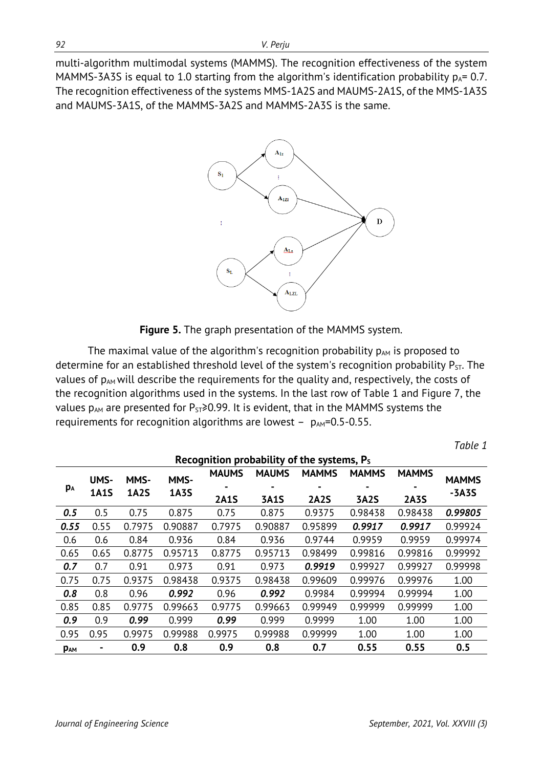multi-algorithm multimodal systems (MAMMS). The recognition effectiveness of the system MAMMS-3A3S is equal to 1.0 starting from the algorithm's identification probability $p_A$= 0.7. The recognition effectiveness of the systems MMS-1A2S and MAUMS-2A1S, of the MMS-1A3S and MAUMS-3A1S, of the MAMMS-3A2S and MAMMS-2A3S is the same.

**Figure 5.** The graph presentation of the MAMMS system.

The maximal value of the algorithm's recognition probability $p_{AM}$ is proposed to determine for an established threshold level of the system's recognition probability $P_{ST}$. The values of $p_{AM}$ will describe the requirements for the quality and, respectively, the costs of the recognition algorithms used in the systems. In the last row of Table 1 and Figure 7, the values $p_{AM}$ are presented for $P_{ST}$≥0.99. It is evident, that in the MAMMS systems the requirements for recognition algorithms are lowest – $p_{AM}$=0.5-0.55.

*Table 1*

**Recognition probability of the systems, $P_S$**

| $p_A$ | UMS-1A1S | MMS-1A2S | MMS-1A3S | MAUMS-2A1S | MAUMS-3A1S | MAMMS-2A2S | MAMMS-3A2S | MAMMS-2A3S | MAMMS-3A3S |
|---|---|---|---|---|---|---|---|---|---|
| ***0.5*** | 0.5 | 0.75 | 0.875 | 0.75 | 0.875 | 0.9375 | 0.98438 | 0.98438 | ***0.99805*** |
| ***0.55*** | 0.55 | 0.7975 | 0.90887 | 0.7975 | 0.90887 | 0.95899 | ***0.9917*** | ***0.9917*** | 0.99924 |
| 0.6 | 0.6 | 0.84 | 0.936 | 0.84 | 0.936 | 0.9744 | 0.9959 | 0.9959 | 0.99974 |
| 0.65 | 0.65 | 0.8775 | 0.95713 | 0.8775 | 0.95713 | 0.98499 | 0.99816 | 0.99816 | 0.99992 |
| ***0.7*** | 0.7 | 0.91 | 0.973 | 0.91 | 0.973 | ***0.9919*** | 0.99927 | 0.99927 | 0.99998 |
| 0.75 | 0.75 | 0.9375 | 0.98438 | 0.9375 | 0.98438 | 0.99609 | 0.99976 | 0.99976 | 1.00 |
| ***0.8*** | 0.8 | 0.96 | ***0.992*** | 0.96 | ***0.992*** | 0.9984 | 0.99994 | 0.99994 | 1.00 |
| 0.85 | 0.85 | 0.9775 | 0.99663 | 0.9775 | 0.99663 | 0.99949 | 0.99999 | 0.99999 | 1.00 |
| ***0.9*** | 0.9 | ***0.99*** | 0.999 | ***0.99*** | 0.999 | 0.9999 | 1.00 | 1.00 | 1.00 |
| 0.95 | 0.95 | 0.9975 | 0.99988 | 0.9975 | 0.99988 | 0.99999 | 1.00 | 1.00 | 1.00 |
| **$p_{AM}$** | - | **0.9** | **0.8** | **0.9** | **0.8** | **0.7** | **0.55** | **0.55** | **0.5** |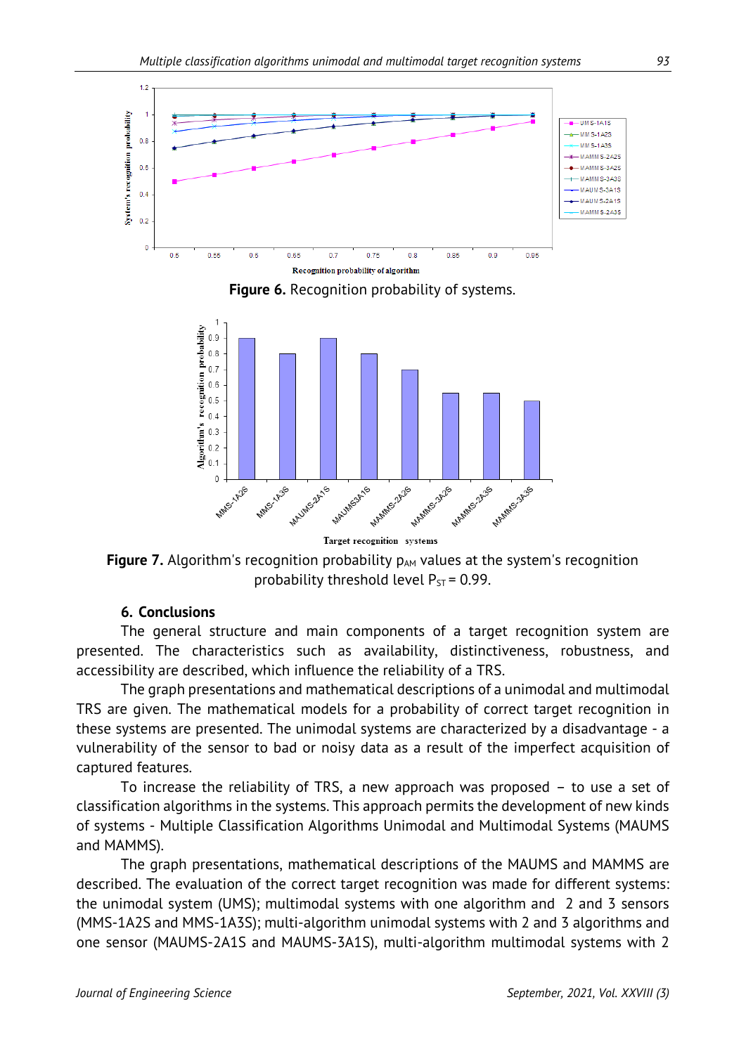**Figure 6.** Recognition probability of systems.

**Figure 7.** Algorithm's recognition probability $p_{AM}$ values at the system's recognition probability threshold level $P_{ST} = 0.99$.

## 6. Conclusions

The general structure and main components of a target recognition system are presented. The characteristics such as availability, distinctiveness, robustness, and accessibility are described, which influence the reliability of a TRS.

The graph presentations and mathematical descriptions of a unimodal and multimodal TRS are given. The mathematical models for a probability of correct target recognition in these systems are presented. The unimodal systems are characterized by a disadvantage - a vulnerability of the sensor to bad or noisy data as a result of the imperfect acquisition of captured features.

To increase the reliability of TRS, a new approach was proposed – to use a set of classification algorithms in the systems. This approach permits the development of new kinds of systems - Multiple Classification Algorithms Unimodal and Multimodal Systems (MAUMS and MAMMS).

The graph presentations, mathematical descriptions of the MAUMS and MAMMS are described. The evaluation of the correct target recognition was made for different systems: the unimodal system (UMS); multimodal systems with one algorithm and 2 and 3 sensors (MMS-1A2S and MMS-1A3S); multi-algorithm unimodal systems with 2 and 3 algorithms and one sensor (MAUMS-2A1S and MAUMS-3A1S), multi-algorithm multimodal systems with 2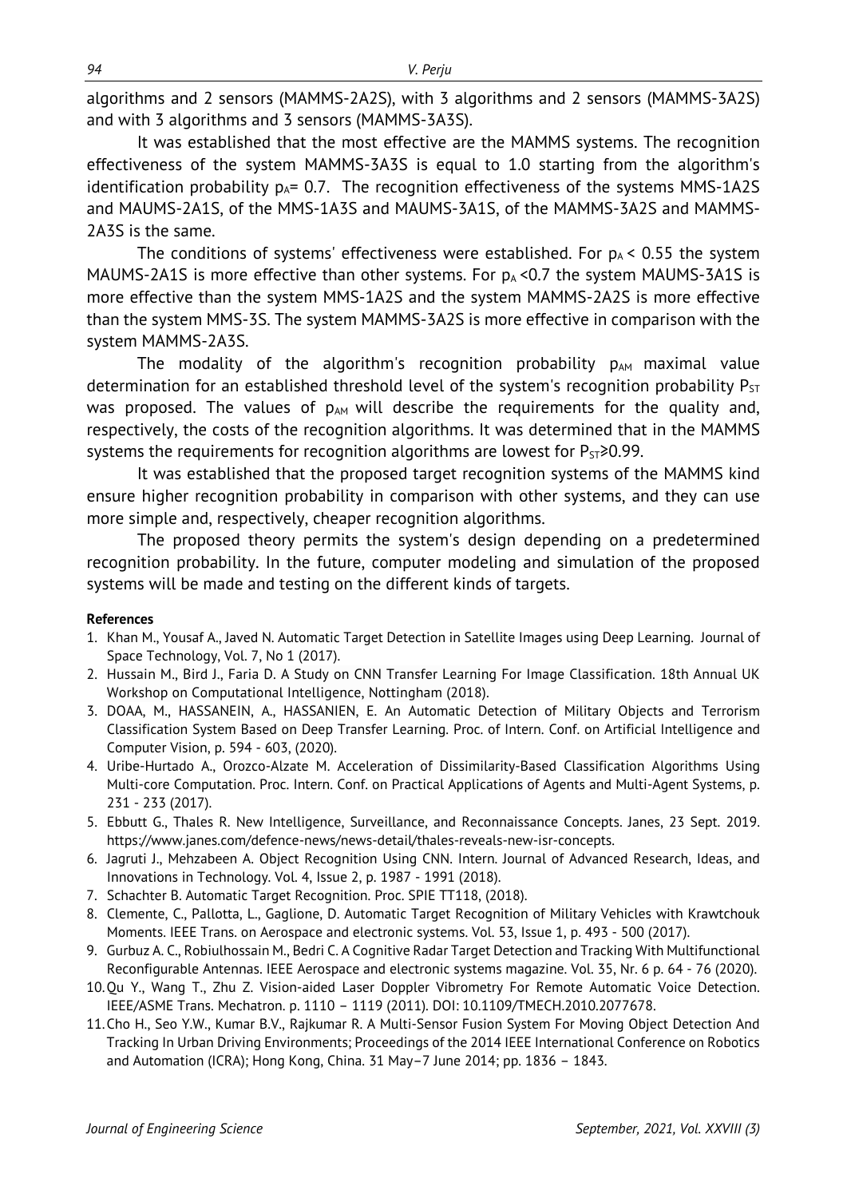algorithms and 2 sensors (MAMMS-2A2S), with 3 algorithms and 2 sensors (MAMMS-3A2S) and with 3 algorithms and 3 sensors (MAMMS-3A3S).

It was established that the most effective are the MAMMS systems. The recognition effectiveness of the system MAMMS-3A3S is equal to 1.0 starting from the algorithm's identification probability $p_A = 0.7$. The recognition effectiveness of the systems MMS-1A2S and MAUMS-2A1S, of the MMS-1A3S and MAUMS-3A1S, of the MAMMS-3A2S and MAMMS-2A3S is the same.

The conditions of systems' effectiveness were established. For $p_A < 0.55$ the system MAUMS-2A1S is more effective than other systems. For $p_A < 0.7$ the system MAUMS-3A1S is more effective than the system MMS-1A2S and the system MAMMS-2A2S is more effective than the system MMS-3S. The system MAMMS-3A2S is more effective in comparison with the system MAMMS-2A3S.

The modality of the algorithm's recognition probability $p_{AM}$ maximal value determination for an established threshold level of the system's recognition probability $P_{ST}$ was proposed. The values of $p_{AM}$ will describe the requirements for the quality and, respectively, the costs of the recognition algorithms. It was determined that in the MAMMS systems the requirements for recognition algorithms are lowest for $P_{ST} \geqslant 0.99$.

It was established that the proposed target recognition systems of the MAMMS kind ensure higher recognition probability in comparison with other systems, and they can use more simple and, respectively, cheaper recognition algorithms.

The proposed theory permits the system's design depending on a predetermined recognition probability. In the future, computer modeling and simulation of the proposed systems will be made and testing on the different kinds of targets.

**References**

1. Khan M., Yousaf A., Javed N. Automatic Target Detection in Satellite Images using Deep Learning. Journal of Space Technology, Vol. 7, No 1 (2017).
2. Hussain M., Bird J., Faria D. A Study on CNN Transfer Learning For Image Classification. 18th Annual UK Workshop on Computational Intelligence, Nottingham (2018).
3. DOAA, M., HASSANEIN, A., HASSANIEN, E. An Automatic Detection of Military Objects and Terrorism Classification System Based on Deep Transfer Learning. Proc. of Intern. Conf. on Artificial Intelligence and Computer Vision, p. 594 - 603, (2020).
4. Uribe-Hurtado A., Orozco-Alzate M. Acceleration of Dissimilarity-Based Classification Algorithms Using Multi-core Computation. Proc. Intern. Conf. on Practical Applications of Agents and Multi-Agent Systems, p. 231 - 233 (2017).
5. Ebbutt G., Thales R. New Intelligence, Surveillance, and Reconnaissance Concepts. Janes, 23 Sept. 2019. https://www.janes.com/defence-news/news-detail/thales-reveals-new-isr-concepts.
6. Jagruti J., Mehzabeen A. Object Recognition Using CNN. Intern. Journal of Advanced Research, Ideas, and Innovations in Technology. Vol. 4, Issue 2, p. 1987 - 1991 (2018).
7. Schachter B. Automatic Target Recognition. Proc. SPIE TT118, (2018).
8. Clemente, C., Pallotta, L., Gaglione, D. Automatic Target Recognition of Military Vehicles with Krawtchouk Moments. IEEE Trans. on Aerospace and electronic systems. Vol. 53, Issue 1, p. 493 - 500 (2017).
9. Gurbuz A. C., Robiulhossain M., Bedri C. A Cognitive Radar Target Detection and Tracking With Multifunctional Reconfigurable Antennas. IEEE Aerospace and electronic systems magazine. Vol. 35, Nr. 6 p. 64 - 76 (2020).
10. Qu Y., Wang T., Zhu Z. Vision-aided Laser Doppler Vibrometry For Remote Automatic Voice Detection. IEEE/ASME Trans. Mechatron. p. 1110 – 1119 (2011). DOI: 10.1109/TMECH.2010.2077678.
11. Cho H., Seo Y.W., Kumar B.V., Rajkumar R. A Multi-Sensor Fusion System For Moving Object Detection And Tracking In Urban Driving Environments; Proceedings of the 2014 IEEE International Conference on Robotics and Automation (ICRA); Hong Kong, China. 31 May–7 June 2014; pp. 1836 – 1843.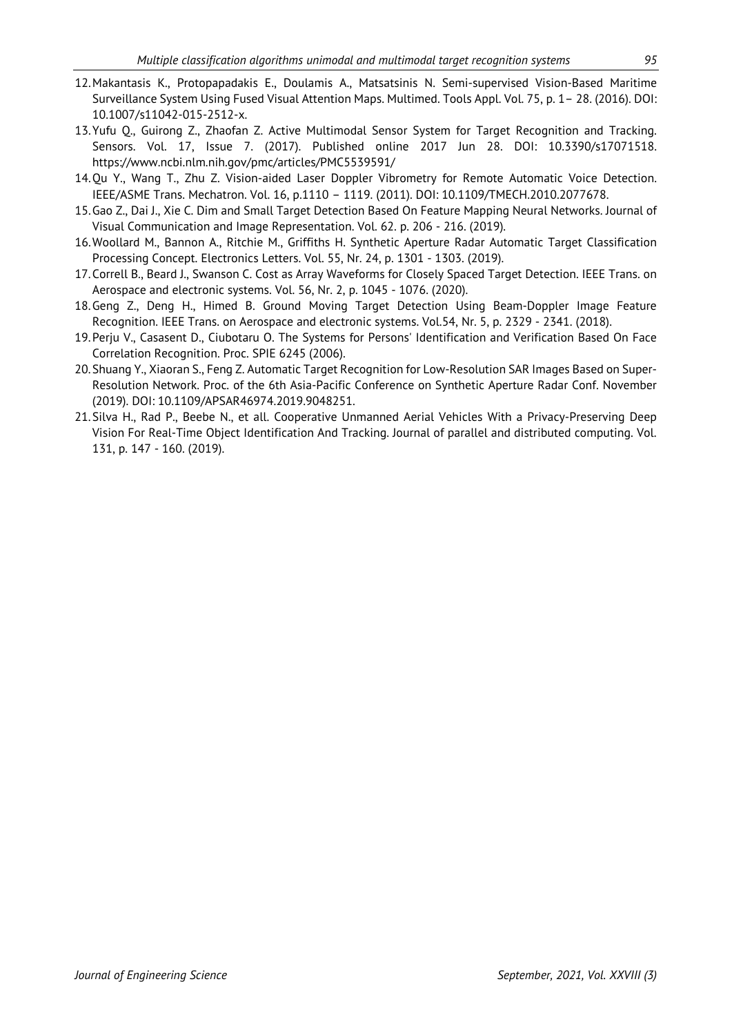12. Makantasis K., Protopapadakis E., Doulamis A., Matsatsinis N. Semi-supervised Vision-Based Maritime Surveillance System Using Fused Visual Attention Maps. Multimed. Tools Appl. Vol. 75, p. 1– 28. (2016). DOI: 10.1007/s11042-015-2512-x.
13. Yufu Q., Guirong Z., Zhaofan Z. Active Multimodal Sensor System for Target Recognition and Tracking. Sensors. Vol. 17, Issue 7. (2017). Published online 2017 Jun 28. DOI: 10.3390/s17071518. https://www.ncbi.nlm.nih.gov/pmc/articles/PMC5539591/
14. Qu Y., Wang T., Zhu Z. Vision-aided Laser Doppler Vibrometry for Remote Automatic Voice Detection. IEEE/ASME Trans. Mechatron. Vol. 16, p.1110 – 1119. (2011). DOI: 10.1109/TMECH.2010.2077678.
15. Gao Z., Dai J., Xie C. Dim and Small Target Detection Based On Feature Mapping Neural Networks. Journal of Visual Communication and Image Representation. Vol. 62. p. 206 - 216. (2019).
16. Woollard M., Bannon A., Ritchie M., Griffiths H. Synthetic Aperture Radar Automatic Target Classification Processing Concept. Electronics Letters. Vol. 55, Nr. 24, p. 1301 - 1303. (2019).
17. Correll B., Beard J., Swanson C. Cost as Array Waveforms for Closely Spaced Target Detection. IEEE Trans. on Aerospace and electronic systems. Vol. 56, Nr. 2, p. 1045 - 1076. (2020).
18. Geng Z., Deng H., Himed B. Ground Moving Target Detection Using Beam-Doppler Image Feature Recognition. IEEE Trans. on Aerospace and electronic systems. Vol.54, Nr. 5, p. 2329 - 2341. (2018).
19. Perju V., Casasent D., Ciubotaru O. The Systems for Persons' Identification and Verification Based On Face Correlation Recognition. Proc. SPIE 6245 (2006).
20. Shuang Y., Xiaoran S., Feng Z. Automatic Target Recognition for Low-Resolution SAR Images Based on Super-Resolution Network. Proc. of the 6th Asia-Pacific Conference on Synthetic Aperture Radar Conf. November (2019). DOI: 10.1109/APSAR46974.2019.9048251.
21. Silva H., Rad P., Beebe N., et all. Cooperative Unmanned Aerial Vehicles With a Privacy-Preserving Deep Vision For Real-Time Object Identification And Tracking. Journal of parallel and distributed computing. Vol. 131, p. 147 - 160. (2019).